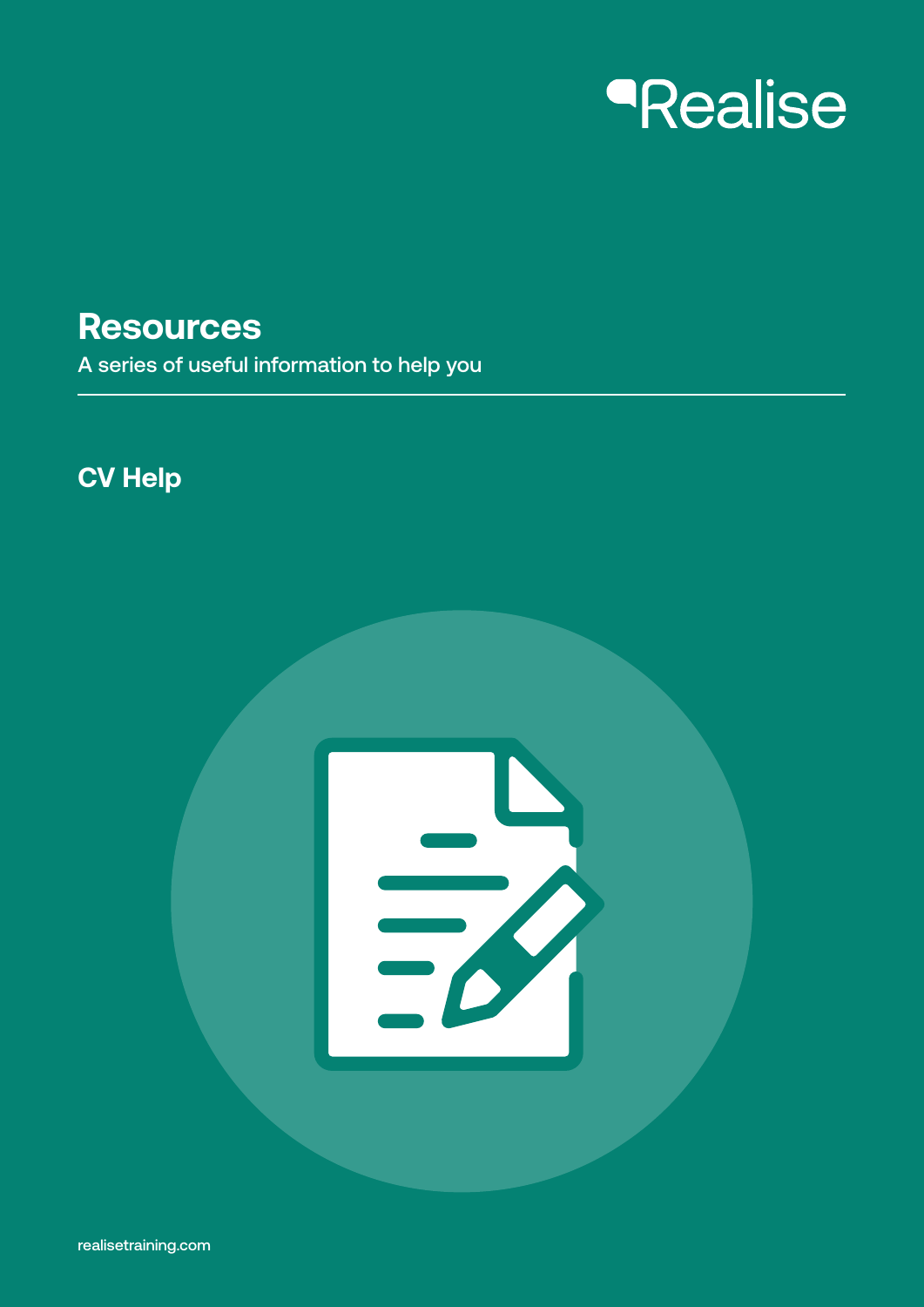Realise

# Resources

A series of useful information to help you

## CV Help

realisetraining.com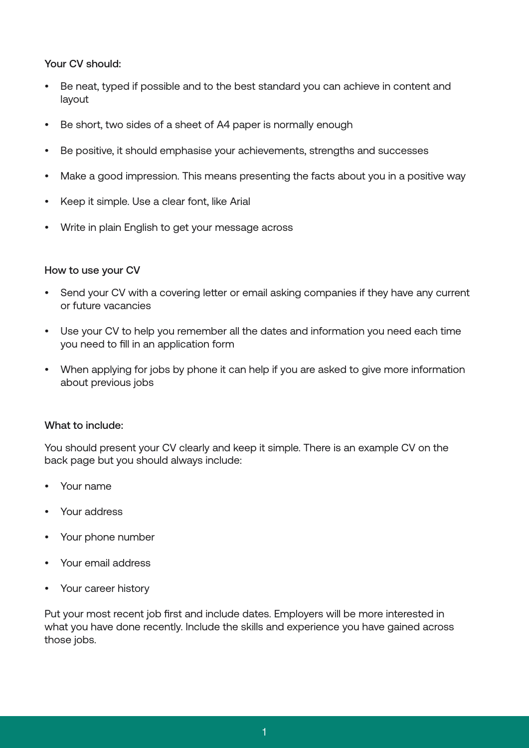### Your CV should:

- Be neat, typed if possible and to the best standard you can achieve in content and layout
- Be short, two sides of a sheet of A4 paper is normally enough
- Be positive, it should emphasise your achievements, strengths and successes
- Make a good impression. This means presenting the facts about you in a positive way
- Keep it simple. Use a clear font, like Arial
- Write in plain English to get your message across

### How to use your CV

- Send your CV with a covering letter or email asking companies if they have any current or future vacancies
- Use your CV to help you remember all the dates and information you need each time you need to fill in an application form
- When applying for jobs by phone it can help if you are asked to give more information about previous jobs

### What to include:

You should present your CV clearly and keep it simple. There is an example CV on the back page but you should always include:

- Your name
- Your address
- Your phone number
- Your email address
- Your career history

Put your most recent job first and include dates. Employers will be more interested in what you have done recently. Include the skills and experience you have gained across those jobs.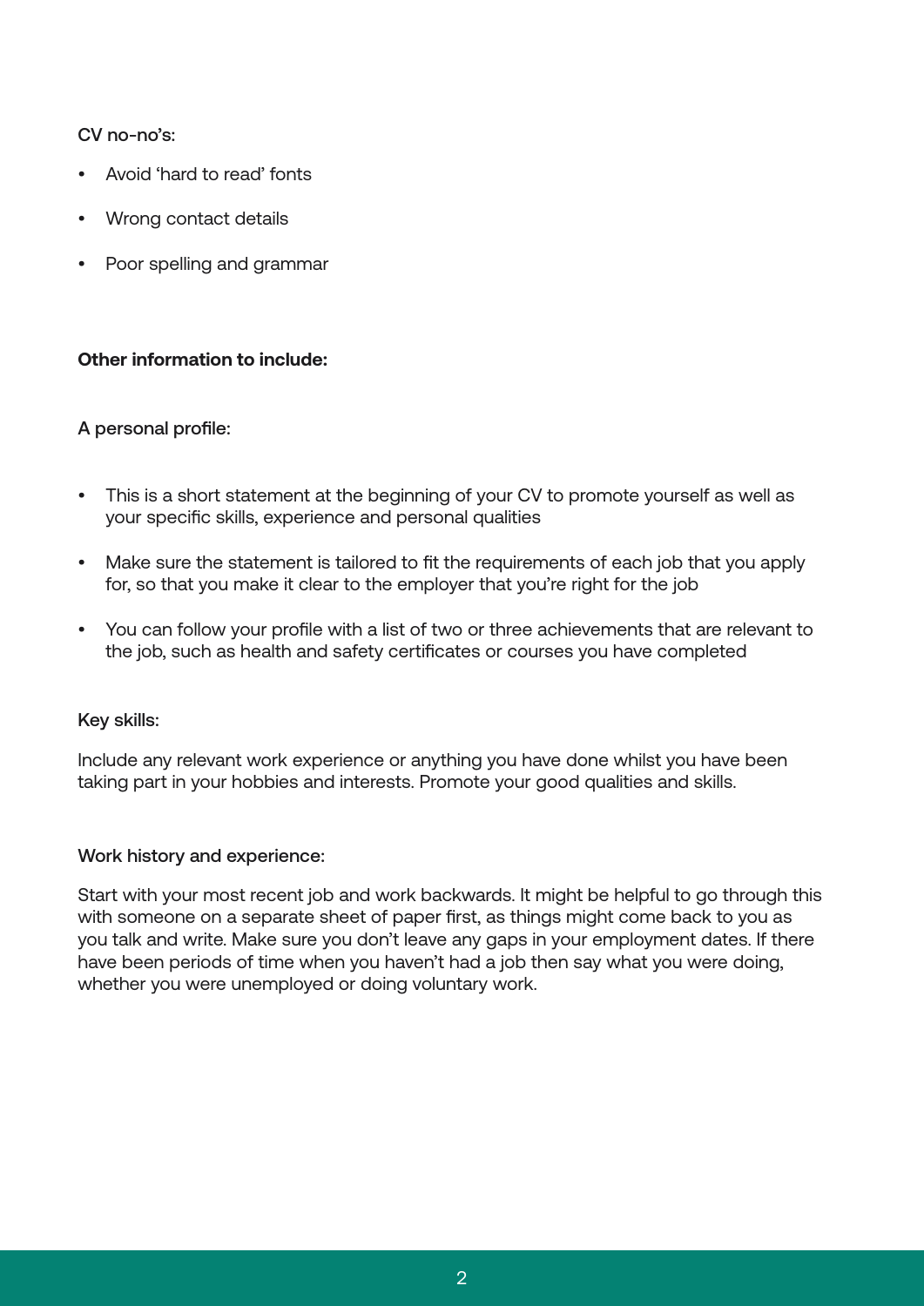CV no-no's:

- Avoid 'hard to read' fonts
- Wrong contact details
- Poor spelling and grammar

**Other information to include:**

A personal profile:

- This is a short statement at the beginning of your CV to promote yourself as well as your specific skills, experience and personal qualities
- Make sure the statement is tailored to fit the requirements of each job that you apply for, so that you make it clear to the employer that you're right for the job
- You can follow your profile with a list of two or three achievements that are relevant to the job, such as health and safety certificates or courses you have completed

Key skills:

Include any relevant work experience or anything you have done whilst you have been taking part in your hobbies and interests. Promote your good qualities and skills.

Work history and experience:

Start with your most recent job and work backwards. It might be helpful to go through this with someone on a separate sheet of paper first, as things might come back to you as you talk and write. Make sure you don't leave any gaps in your employment dates. If there have been periods of time when you haven't had a job then say what you were doing, whether you were unemployed or doing voluntary work.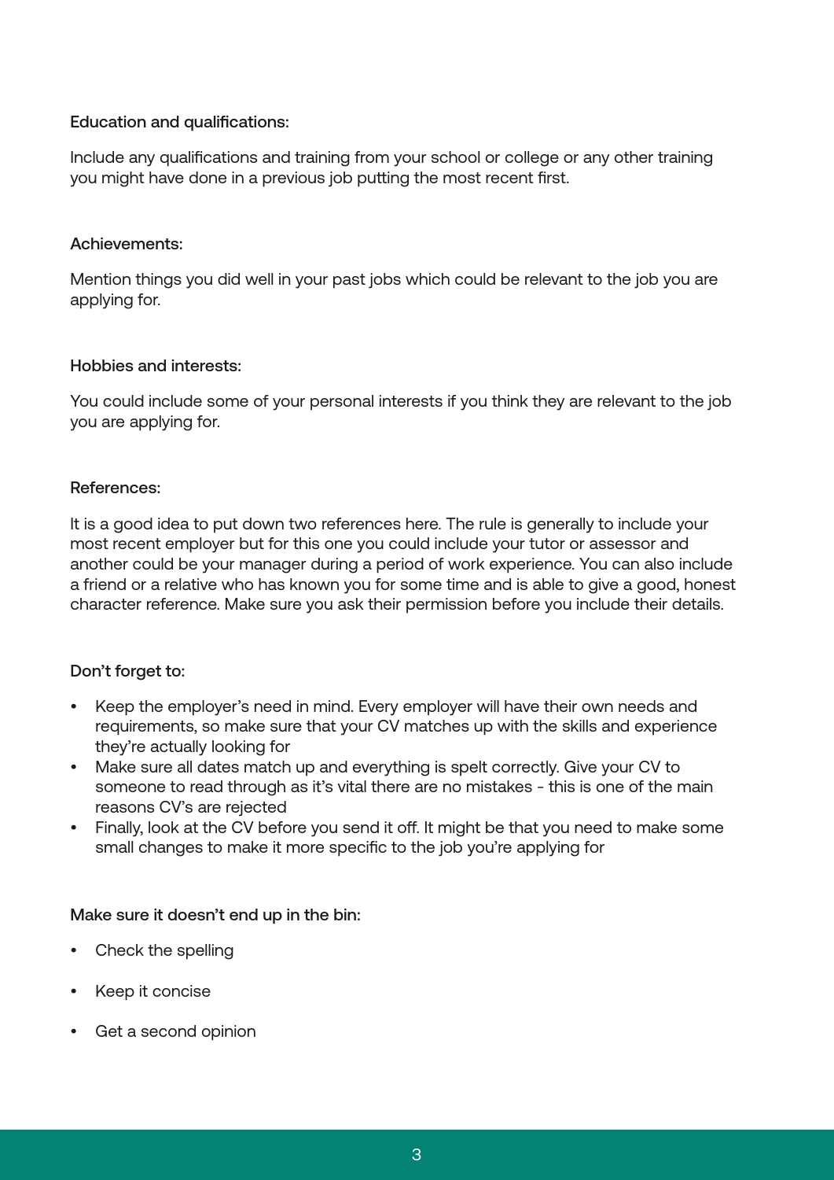### Education and qualifications:

Include any qualifications and training from your school or college or any other training you might have done in a previous job putting the most recent first.

### Achievements:

Mention things you did well in your past jobs which could be relevant to the job you are applying for.

### Hobbies and interests:

You could include some of your personal interests if you think they are relevant to the job you are applying for.

### References:

It is a good idea to put down two references here. The rule is generally to include your most recent employer but for this one you could include your tutor or assessor and another could be your manager during a period of work experience. You can also include a friend or a relative who has known you for some time and is able to give a good, honest character reference. Make sure you ask their permission before you include their details.

### Don't forget to:

- Keep the employer's need in mind. Every employer will have their own needs and requirements, so make sure that your CV matches up with the skills and experience they're actually looking for
- Make sure all dates match up and everything is spelt correctly. Give your CV to someone to read through as it's vital there are no mistakes - this is one of the main reasons CV's are rejected
- Finally, look at the CV before you send it off. It might be that you need to make some small changes to make it more specific to the job you're applying for

### Make sure it doesn't end up in the bin:

- Check the spelling
- Keep it concise
- Get a second opinion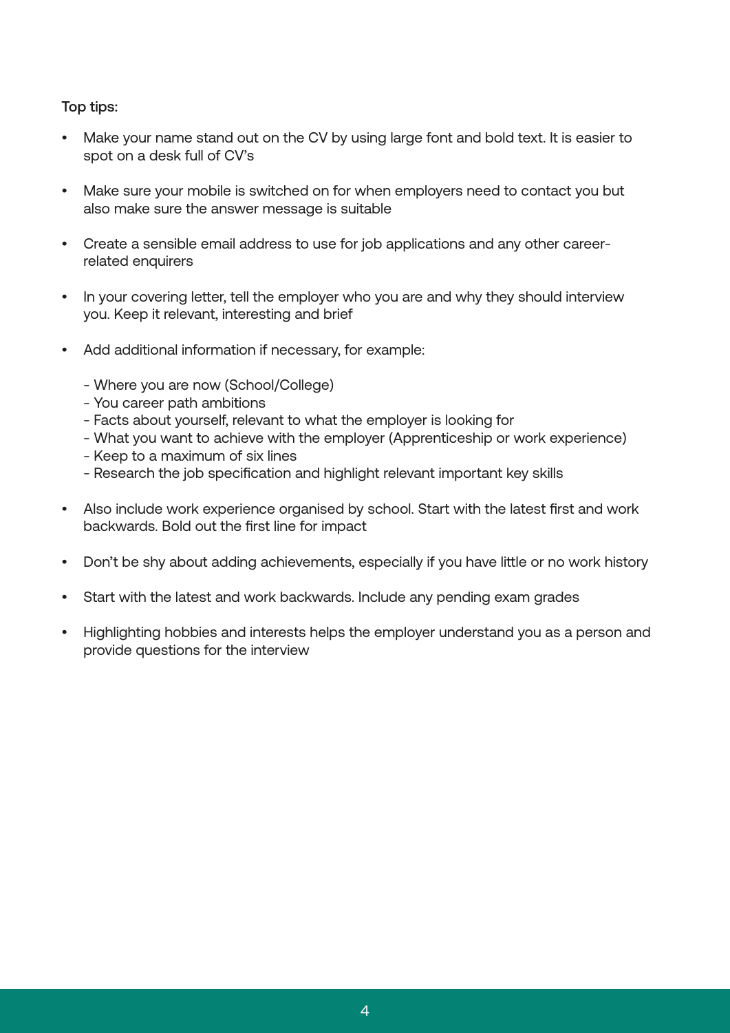Top tips:

- Make your name stand out on the CV by using large font and bold text. It is easier to spot on a desk full of CV's

- Make sure your mobile is switched on for when employers need to contact you but also make sure the answer message is suitable

- Create a sensible email address to use for job applications and any other career-related enquirers

- In your covering letter, tell the employer who you are and why they should interview you. Keep it relevant, interesting and brief

- Add additional information if necessary, for example:

    - Where you are now (School/College)
    - You career path ambitions
    - Facts about yourself, relevant to what the employer is looking for
    - What you want to achieve with the employer (Apprenticeship or work experience)
    - Keep to a maximum of six lines
    - Research the job specification and highlight relevant important key skills

- Also include work experience organised by school. Start with the latest first and work backwards. Bold out the first line for impact

- Don't be shy about adding achievements, especially if you have little or no work history

- Start with the latest and work backwards. Include any pending exam grades

- Highlighting hobbies and interests helps the employer understand you as a person and provide questions for the interview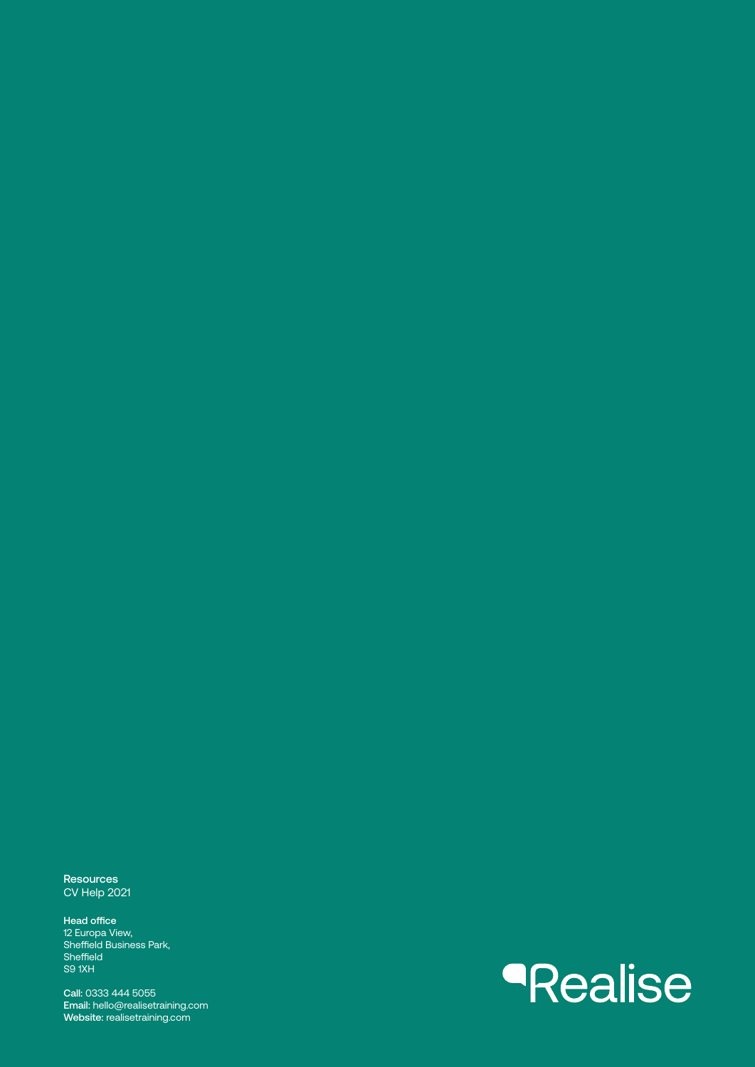**Resources**
CV Help 2021

**Head office**
12 Europa View,
Sheffield Business Park,
Sheffield
S9 1XH

**Call:** 0333 444 5055
**Email:** hello@realisetraining.com
**Website:** realisetraining.com

Realise